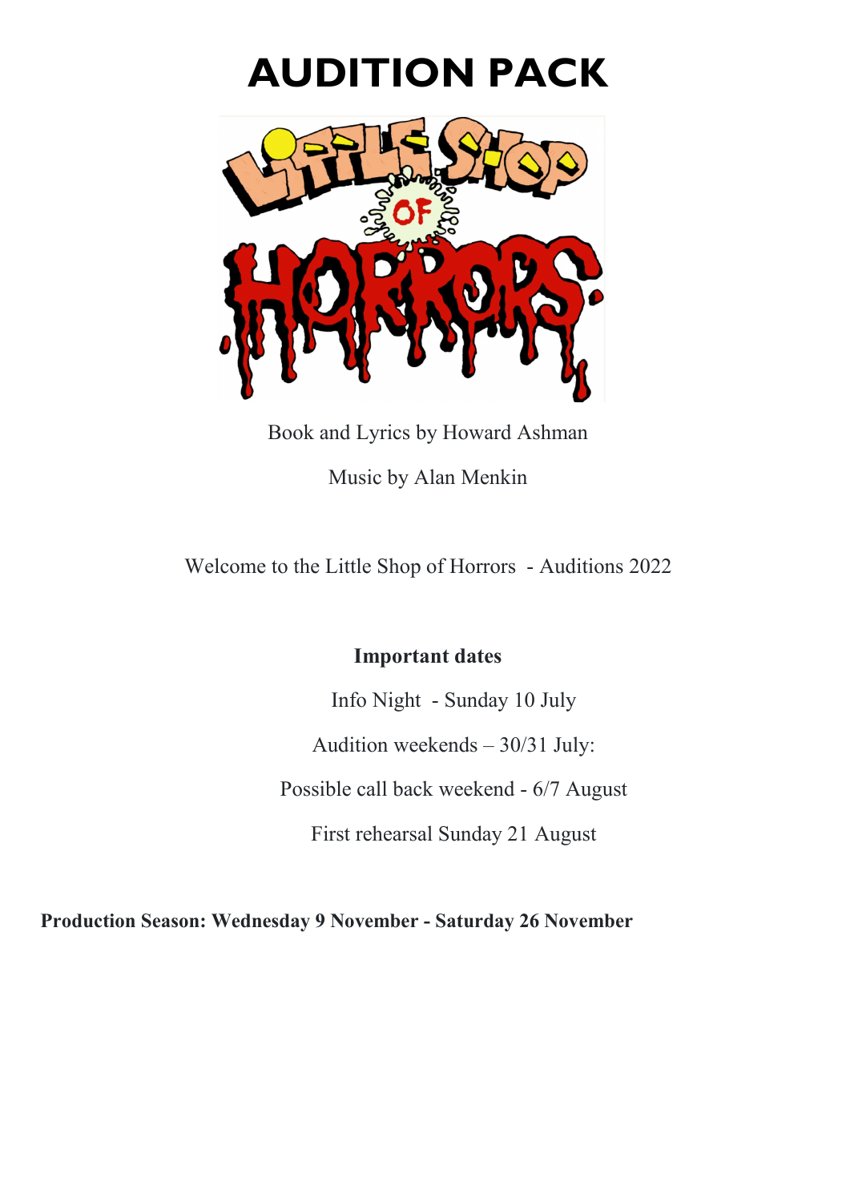# AUDITION PACK

Book and Lyrics by Howard Ashman

Music by Alan Menkin

Welcome to the Little Shop of Horrors - Auditions 2022

**Important dates**

Info Night - Sunday 10 July

Audition weekends – 30/31 July:

Possible call back weekend - 6/7 August

First rehearsal Sunday 21 August

**Production Season: Wednesday 9 November - Saturday 26 November**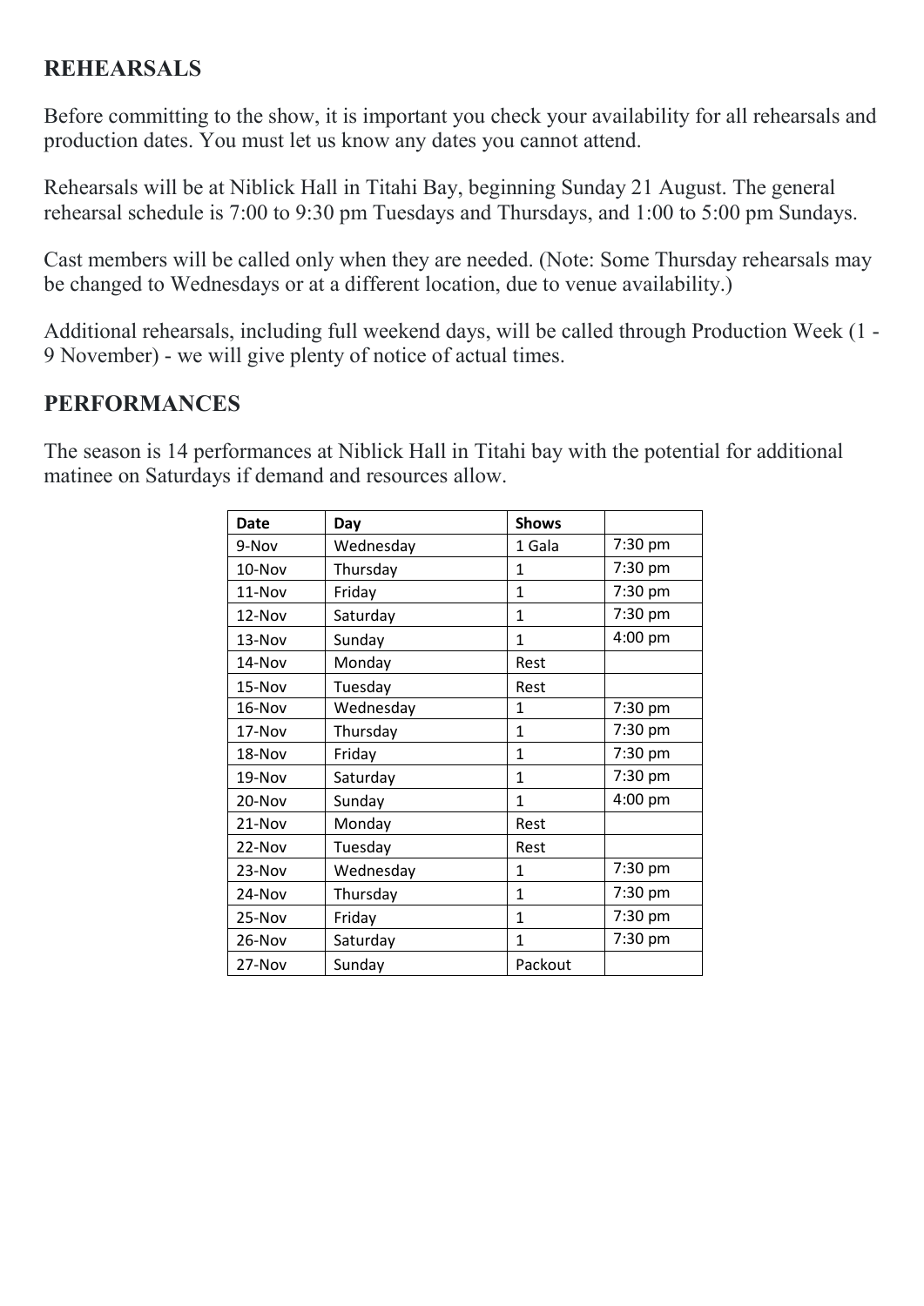## REHEARSALS

Before committing to the show, it is important you check your availability for all rehearsals and production dates. You must let us know any dates you cannot attend.

Rehearsals will be at Niblick Hall in Titahi Bay, beginning Sunday 21 August. The general rehearsal schedule is 7:00 to 9:30 pm Tuesdays and Thursdays, and 1:00 to 5:00 pm Sundays.

Cast members will be called only when they are needed. (Note: Some Thursday rehearsals may be changed to Wednesdays or at a different location, due to venue availability.)

Additional rehearsals, including full weekend days, will be called through Production Week (1 - 9 November) - we will give plenty of notice of actual times.

## PERFORMANCES

The season is 14 performances at Niblick Hall in Titahi bay with the potential for additional matinee on Saturdays if demand and resources allow.

| Date | Day | Shows | |
|---|---|---|---|
| 9-Nov | Wednesday | 1 Gala | 7:30 pm |
| 10-Nov | Thursday | 1 | 7:30 pm |
| 11-Nov | Friday | 1 | 7:30 pm |
| 12-Nov | Saturday | 1 | 7:30 pm |
| 13-Nov | Sunday | 1 | 4:00 pm |
| 14-Nov | Monday | Rest | |
| 15-Nov | Tuesday | Rest | |
| 16-Nov | Wednesday | 1 | 7:30 pm |
| 17-Nov | Thursday | 1 | 7:30 pm |
| 18-Nov | Friday | 1 | 7:30 pm |
| 19-Nov | Saturday | 1 | 7:30 pm |
| 20-Nov | Sunday | 1 | 4:00 pm |
| 21-Nov | Monday | Rest | |
| 22-Nov | Tuesday | Rest | |
| 23-Nov | Wednesday | 1 | 7:30 pm |
| 24-Nov | Thursday | 1 | 7:30 pm |
| 25-Nov | Friday | 1 | 7:30 pm |
| 26-Nov | Saturday | 1 | 7:30 pm |
| 27-Nov | Sunday | Packout | |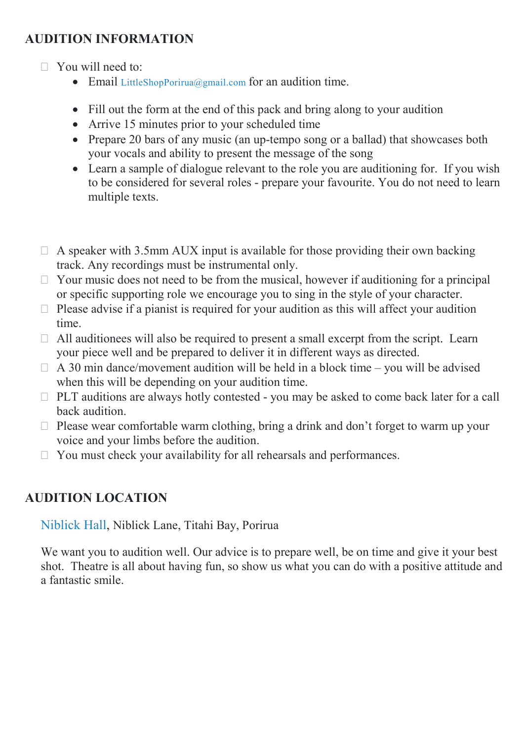## AUDITION INFORMATION

- You will need to:
  - Email LittleShopPorirua@gmail.com for an audition time.
  - Fill out the form at the end of this pack and bring along to your audition
  - Arrive 15 minutes prior to your scheduled time
  - Prepare 20 bars of any music (an up-tempo song or a ballad) that showcases both your vocals and ability to present the message of the song
  - Learn a sample of dialogue relevant to the role you are auditioning for. If you wish to be considered for several roles - prepare your favourite. You do not need to learn multiple texts.

- A speaker with 3.5mm AUX input is available for those providing their own backing track. Any recordings must be instrumental only.
- Your music does not need to be from the musical, however if auditioning for a principal or specific supporting role we encourage you to sing in the style of your character.
- Please advise if a pianist is required for your audition as this will affect your audition time.
- All auditionees will also be required to present a small excerpt from the script. Learn your piece well and be prepared to deliver it in different ways as directed.
- A 30 min dance/movement audition will be held in a block time – you will be advised when this will be depending on your audition time.
- PLT auditions are always hotly contested - you may be asked to come back later for a call back audition.
- Please wear comfortable warm clothing, bring a drink and don't forget to warm up your voice and your limbs before the audition.
- You must check your availability for all rehearsals and performances.

## AUDITION LOCATION

Niblick Hall, Niblick Lane, Titahi Bay, Porirua

We want you to audition well. Our advice is to prepare well, be on time and give it your best shot. Theatre is all about having fun, so show us what you can do with a positive attitude and a fantastic smile.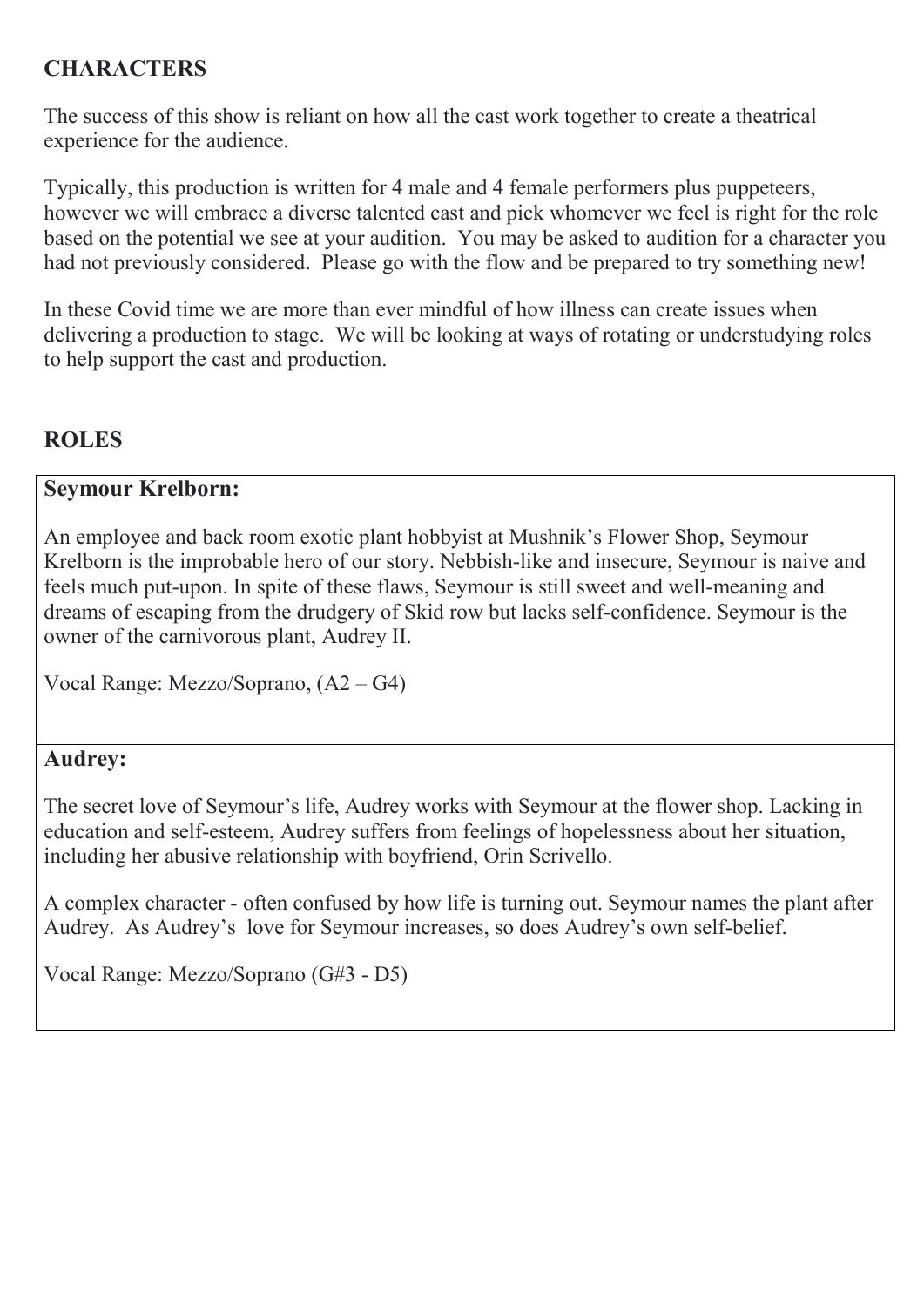## CHARACTERS

The success of this show is reliant on how all the cast work together to create a theatrical experience for the audience.

Typically, this production is written for 4 male and 4 female performers plus puppeteers, however we will embrace a diverse talented cast and pick whomever we feel is right for the role based on the potential we see at your audition. You may be asked to audition for a character you had not previously considered. Please go with the flow and be prepared to try something new!

In these Covid time we are more than ever mindful of how illness can create issues when delivering a production to stage. We will be looking at ways of rotating or understudying roles to help support the cast and production.

## ROLES

### Seymour Krelborn:

An employee and back room exotic plant hobbyist at Mushnik's Flower Shop, Seymour Krelborn is the improbable hero of our story. Nebbish-like and insecure, Seymour is naive and feels much put-upon. In spite of these flaws, Seymour is still sweet and well-meaning and dreams of escaping from the drudgery of Skid row but lacks self-confidence. Seymour is the owner of the carnivorous plant, Audrey II.

Vocal Range: Mezzo/Soprano, (A2 – G4)

### Audrey:

The secret love of Seymour's life, Audrey works with Seymour at the flower shop. Lacking in education and self-esteem, Audrey suffers from feelings of hopelessness about her situation, including her abusive relationship with boyfriend, Orin Scrivello.

A complex character - often confused by how life is turning out. Seymour names the plant after Audrey. As Audrey's love for Seymour increases, so does Audrey's own self-belief.

Vocal Range: Mezzo/Soprano (G#3 - D5)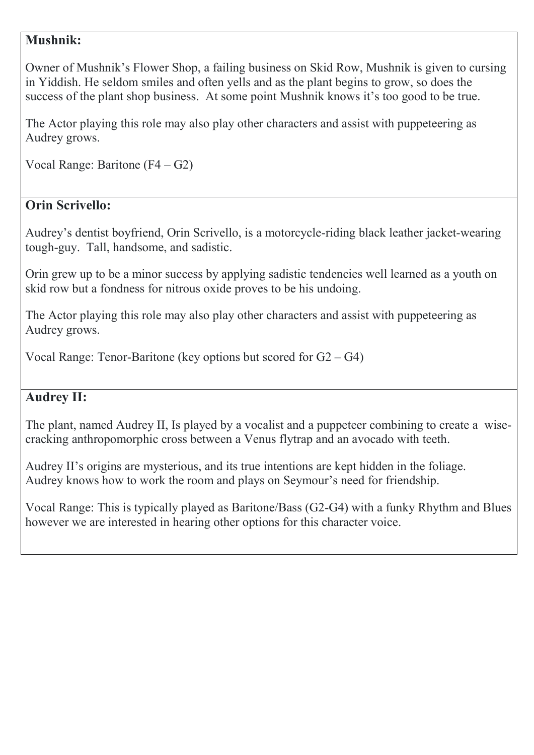**Mushnik:**

Owner of Mushnik's Flower Shop, a failing business on Skid Row, Mushnik is given to cursing in Yiddish. He seldom smiles and often yells and as the plant begins to grow, so does the success of the plant shop business. At some point Mushnik knows it's too good to be true.

The Actor playing this role may also play other characters and assist with puppeteering as Audrey grows.

Vocal Range: Baritone (F4 – G2)

**Orin Scrivello:**

Audrey's dentist boyfriend, Orin Scrivello, is a motorcycle-riding black leather jacket-wearing tough-guy. Tall, handsome, and sadistic.

Orin grew up to be a minor success by applying sadistic tendencies well learned as a youth on skid row but a fondness for nitrous oxide proves to be his undoing.

The Actor playing this role may also play other characters and assist with puppeteering as Audrey grows.

Vocal Range: Tenor-Baritone (key options but scored for G2 – G4)

**Audrey II:**

The plant, named Audrey II, Is played by a vocalist and a puppeteer combining to create a wise-cracking anthropomorphic cross between a Venus flytrap and an avocado with teeth.

Audrey II's origins are mysterious, and its true intentions are kept hidden in the foliage. Audrey knows how to work the room and plays on Seymour's need for friendship.

Vocal Range: This is typically played as Baritone/Bass (G2-G4) with a funky Rhythm and Blues however we are interested in hearing other options for this character voice.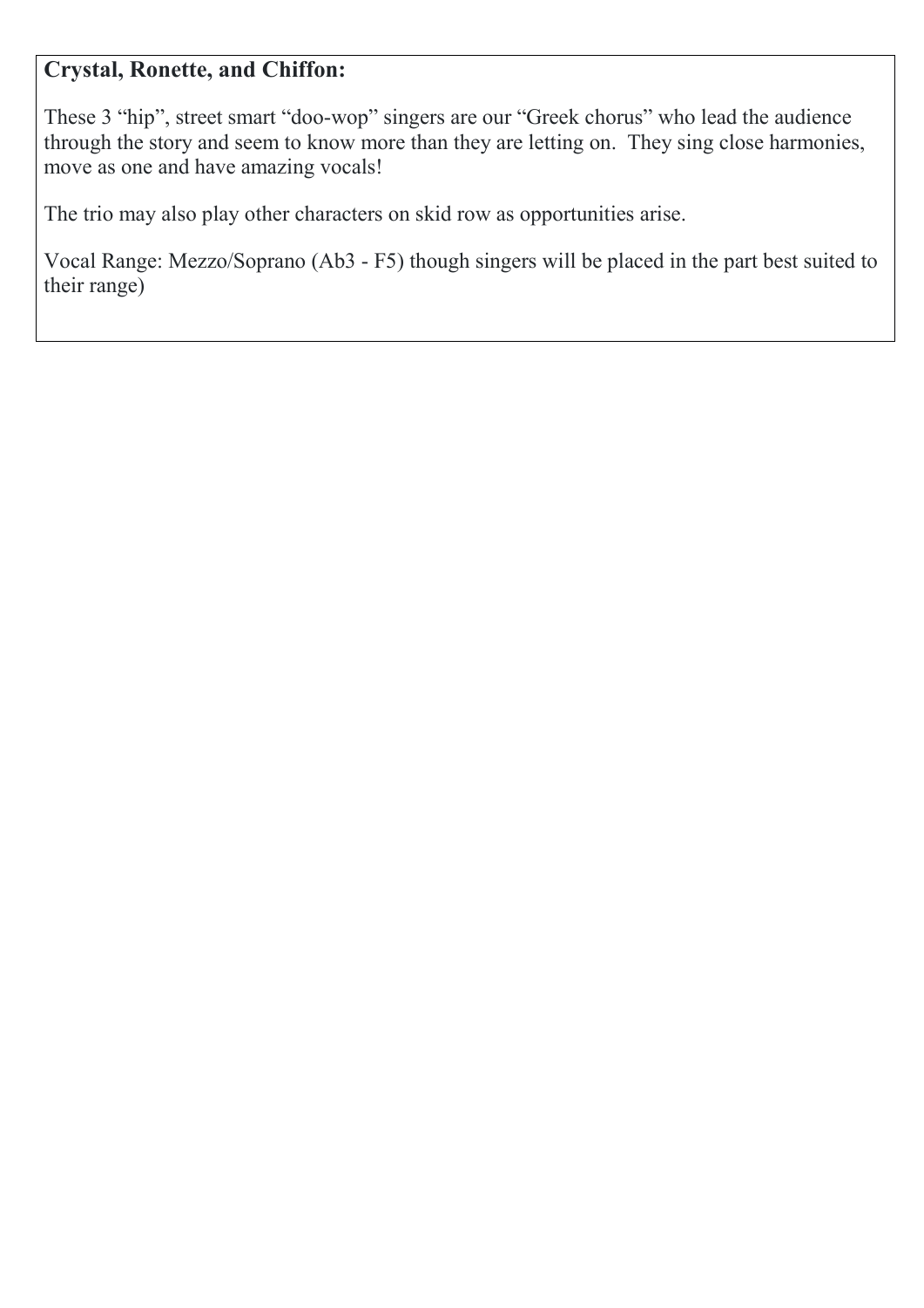**Crystal, Ronette, and Chiffon:**

These 3 "hip", street smart "doo-wop" singers are our "Greek chorus" who lead the audience through the story and seem to know more than they are letting on. They sing close harmonies, move as one and have amazing vocals!

The trio may also play other characters on skid row as opportunities arise.

Vocal Range: Mezzo/Soprano (Ab3 - F5) though singers will be placed in the part best suited to their range)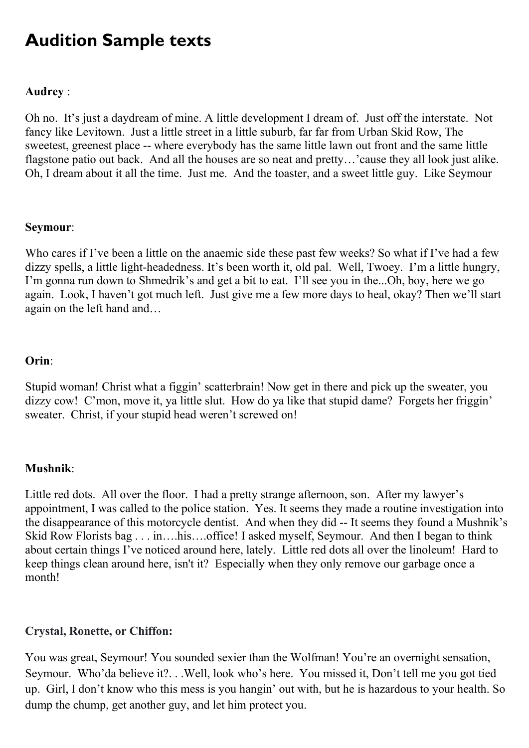# Audition Sample texts

**Audrey** :

Oh no.  It's just a daydream of mine. A little development I dream of.  Just off the interstate.  Not fancy like Levitown.  Just a little street in a little suburb, far far from Urban Skid Row, The sweetest, greenest place -- where everybody has the same little lawn out front and the same little flagstone patio out back.  And all the houses are so neat and pretty…'cause they all look just alike.  Oh, I dream about it all the time.  Just me.  And the toaster, and a sweet little guy.  Like Seymour

**Seymour**:

Who cares if I've been a little on the anaemic side these past few weeks? So what if I've had a few dizzy spells, a little light-headedness. It's been worth it, old pal.  Well, Twoey.  I'm a little hungry, I'm gonna run down to Shmedrik's and get a bit to eat.  I'll see you in the...Oh, boy, here we go again.  Look, I haven't got much left.  Just give me a few more days to heal, okay? Then we'll start again on the left hand and…

**Orin**:

Stupid woman! Christ what a figgin' scatterbrain! Now get in there and pick up the sweater, you dizzy cow!  C'mon, move it, ya little slut.  How do ya like that stupid dame?  Forgets her friggin' sweater.  Christ, if your stupid head weren't screwed on!

**Mushnik**:

Little red dots.  All over the floor.  I had a pretty strange afternoon, son.  After my lawyer's appointment, I was called to the police station.  Yes. It seems they made a routine investigation into the disappearance of this motorcycle dentist.  And when they did -- It seems they found a Mushnik's Skid Row Florists bag . . . in….his….office! I asked myself, Seymour.  And then I began to think about certain things I've noticed around here, lately.  Little red dots all over the linoleum!  Hard to keep things clean around here, isn't it?  Especially when they only remove our garbage once a month!

**Crystal, Ronette, or Chiffon:**

You was great, Seymour! You sounded sexier than the Wolfman! You're an overnight sensation, Seymour.  Who'da believe it?. . .Well, look who's here.  You missed it, Don't tell me you got tied up.  Girl, I don't know who this mess is you hangin' out with, but he is hazardous to your health. So dump the chump, get another guy, and let him protect you.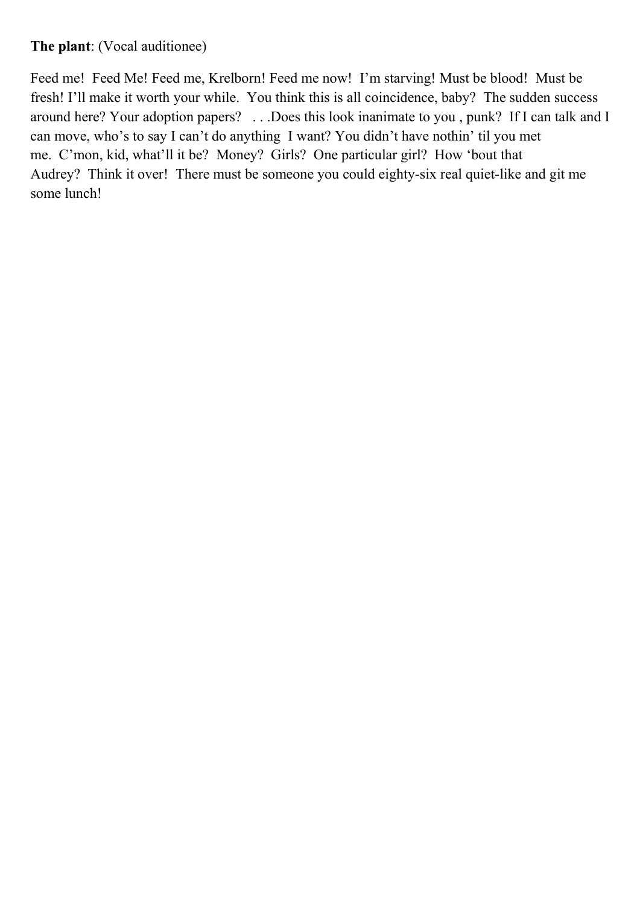**The plant**: (Vocal auditionee)

Feed me!  Feed Me! Feed me, Krelborn! Feed me now!  I'm starving! Must be blood!  Must be fresh! I'll make it worth your while.  You think this is all coincidence, baby?  The sudden success around here? Your adoption papers?   . . .Does this look inanimate to you , punk?  If I can talk and I can move, who's to say I can't do anything  I want? You didn't have nothin' til you met me.  C'mon, kid, what'll it be?  Money?  Girls?  One particular girl?  How 'bout that Audrey?  Think it over!  There must be someone you could eighty-six real quiet-like and git me some lunch!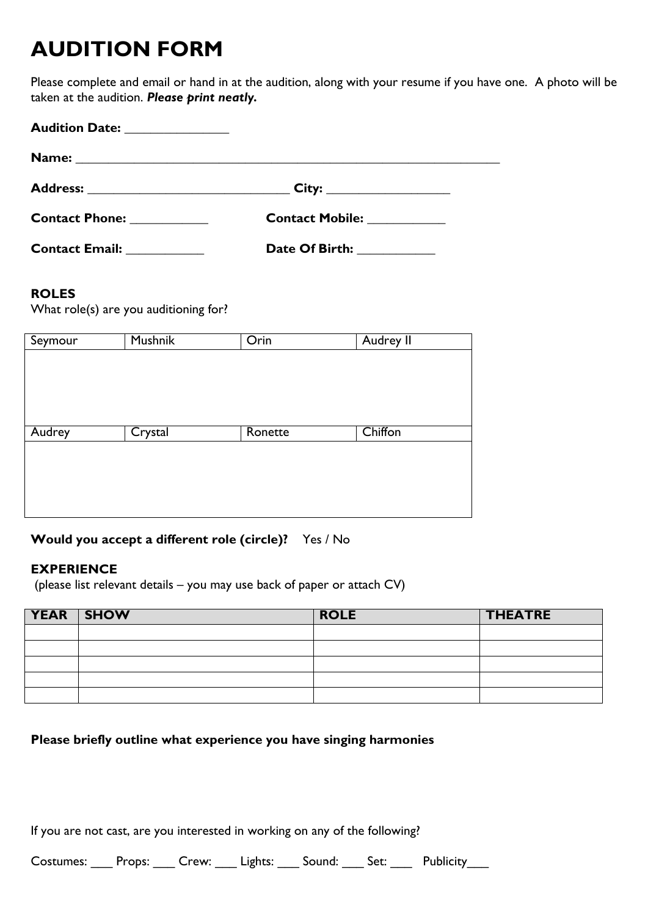# AUDITION FORM

Please complete and email or hand in at the audition, along with your resume if you have one. A photo will be taken at the audition. ***Please print neatly.***

**Audition Date:** _______________

**Name:** ___________________________________________________________________

**Address:** _____________________________ **City:** _________________

**Contact Phone:** ___________ **Contact Mobile:** ___________

**Contact Email:** ___________ **Date Of Birth:** ___________

**ROLES**

What role(s) are you auditioning for?

| Seymour | Mushnik | Orin | Audrey II |
|---|---|---|---|
| | | | |
| Audrey | Crystal | Ronette | Chiffon |
| | | | |

**Would you accept a different role (circle)?** Yes / No

**EXPERIENCE**

(please list relevant details – you may use back of paper or attach CV)

| YEAR | SHOW | ROLE | THEATRE |
|---|---|---|---|
| | | | |
| | | | |
| | | | |
| | | | |
| | | | |

**Please briefly outline what experience you have singing harmonies**

If you are not cast, are you interested in working on any of the following?

Costumes: ___ Props: ___ Crew: ___ Lights: ___ Sound: ___ Set: ___ Publicity___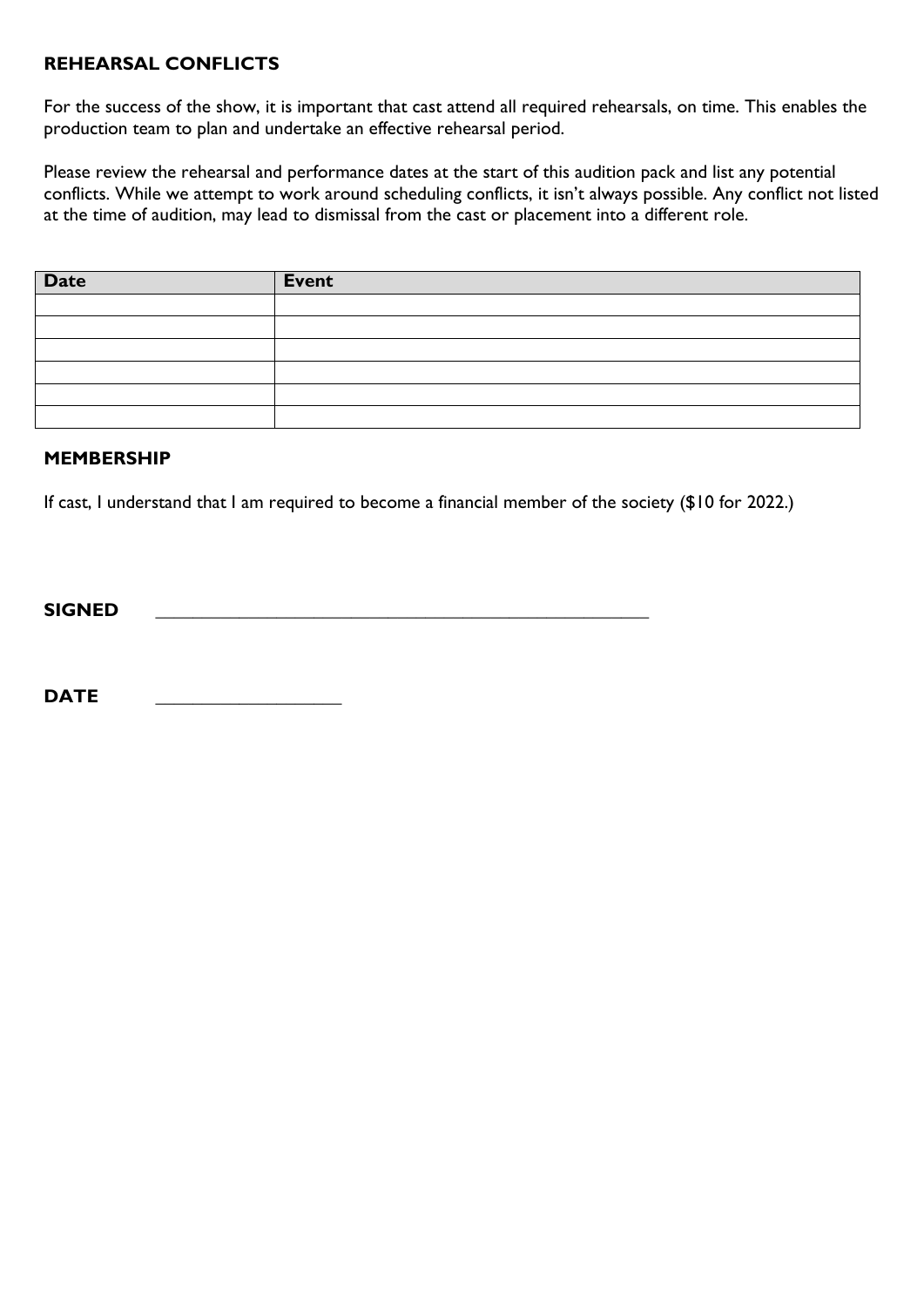## REHEARSAL CONFLICTS

For the success of the show, it is important that cast attend all required rehearsals, on time. This enables the production team to plan and undertake an effective rehearsal period.

Please review the rehearsal and performance dates at the start of this audition pack and list any potential conflicts. While we attempt to work around scheduling conflicts, it isn't always possible. Any conflict not listed at the time of audition, may lead to dismissal from the cast or placement into a different role.

| Date | Event |
|---|---|
| | |
| | |
| | |
| | |
| | |
| | |

## MEMBERSHIP

If cast, I understand that I am required to become a financial member of the society ($10 for 2022.)

**SIGNED** ______________________________________________

**DATE** __________________